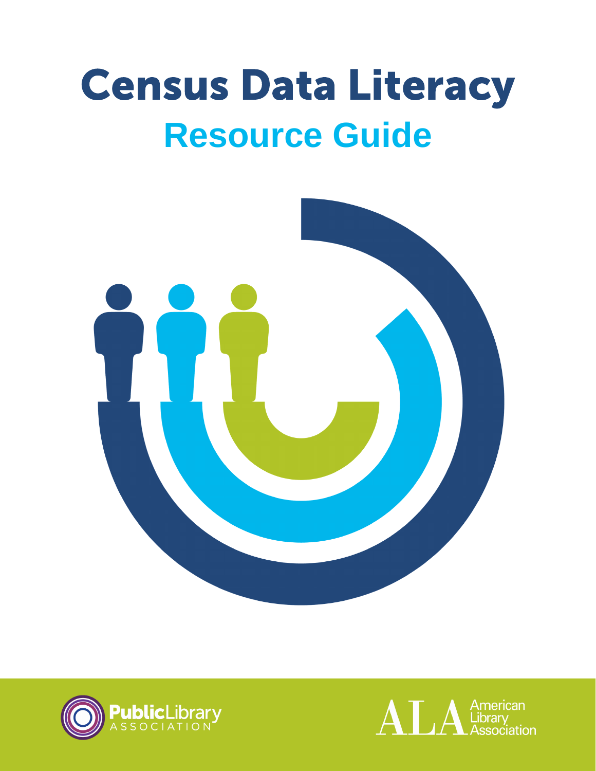# Census Data Literacy

## Resource Guide

Public Library ASSOCIATION

ALA American Library Association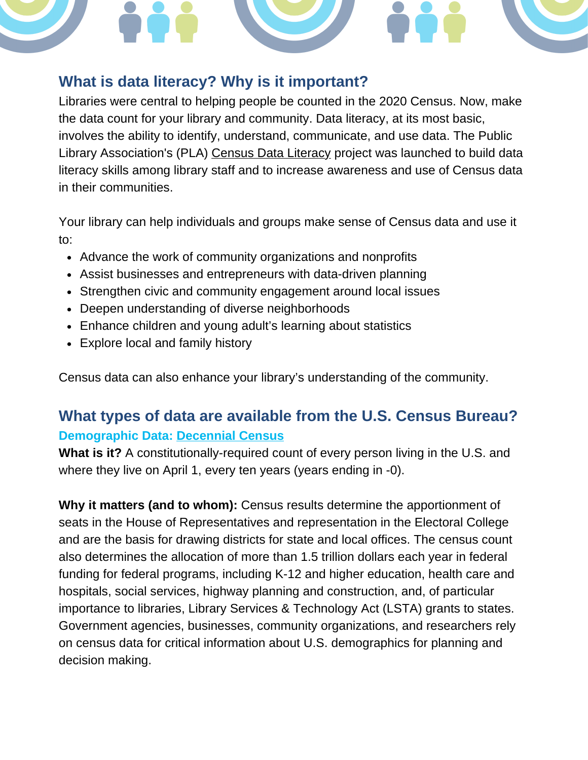## What is data literacy? Why is it important?

Libraries were central to helping people be counted in the 2020 Census. Now, make the data count for your library and community. Data literacy, at its most basic, involves the ability to identify, understand, communicate, and use data. The Public Library Association's (PLA) Census Data Literacy project was launched to build data literacy skills among library staff and to increase awareness and use of Census data in their communities.

Your library can help individuals and groups make sense of Census data and use it to:

- Advance the work of community organizations and nonprofits
- Assist businesses and entrepreneurs with data-driven planning
- Strengthen civic and community engagement around local issues
- Deepen understanding of diverse neighborhoods
- Enhance children and young adult's learning about statistics
- Explore local and family history

Census data can also enhance your library's understanding of the community.

## What types of data are available from the U.S. Census Bureau?

### Demographic Data: Decennial Census

**What is it?** A constitutionally-required count of every person living in the U.S. and where they live on April 1, every ten years (years ending in -0).

**Why it matters (and to whom):** Census results determine the apportionment of seats in the House of Representatives and representation in the Electoral College and are the basis for drawing districts for state and local offices. The census count also determines the allocation of more than 1.5 trillion dollars each year in federal funding for federal programs, including K-12 and higher education, health care and hospitals, social services, highway planning and construction, and, of particular importance to libraries, Library Services & Technology Act (LSTA) grants to states. Government agencies, businesses, community organizations, and researchers rely on census data for critical information about U.S. demographics for planning and decision making.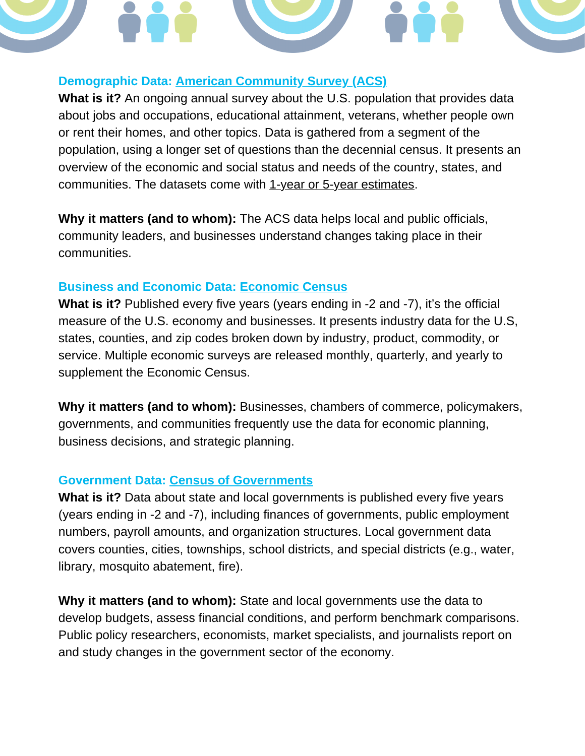## Demographic Data: American Community Survey (ACS)

**What is it?** An ongoing annual survey about the U.S. population that provides data about jobs and occupations, educational attainment, veterans, whether people own or rent their homes, and other topics. Data is gathered from a segment of the population, using a longer set of questions than the decennial census. It presents an overview of the economic and social status and needs of the country, states, and communities. The datasets come with 1-year or 5-year estimates.

**Why it matters (and to whom):** The ACS data helps local and public officials, community leaders, and businesses understand changes taking place in their communities.

## Business and Economic Data: Economic Census

**What is it?** Published every five years (years ending in -2 and -7), it's the official measure of the U.S. economy and businesses. It presents industry data for the U.S, states, counties, and zip codes broken down by industry, product, commodity, or service. Multiple economic surveys are released monthly, quarterly, and yearly to supplement the Economic Census.

**Why it matters (and to whom):** Businesses, chambers of commerce, policymakers, governments, and communities frequently use the data for economic planning, business decisions, and strategic planning.

## Government Data: Census of Governments

**What is it?** Data about state and local governments is published every five years (years ending in -2 and -7), including finances of governments, public employment numbers, payroll amounts, and organization structures. Local government data covers counties, cities, townships, school districts, and special districts (e.g., water, library, mosquito abatement, fire).

**Why it matters (and to whom):** State and local governments use the data to develop budgets, assess financial conditions, and perform benchmark comparisons. Public policy researchers, economists, market specialists, and journalists report on and study changes in the government sector of the economy.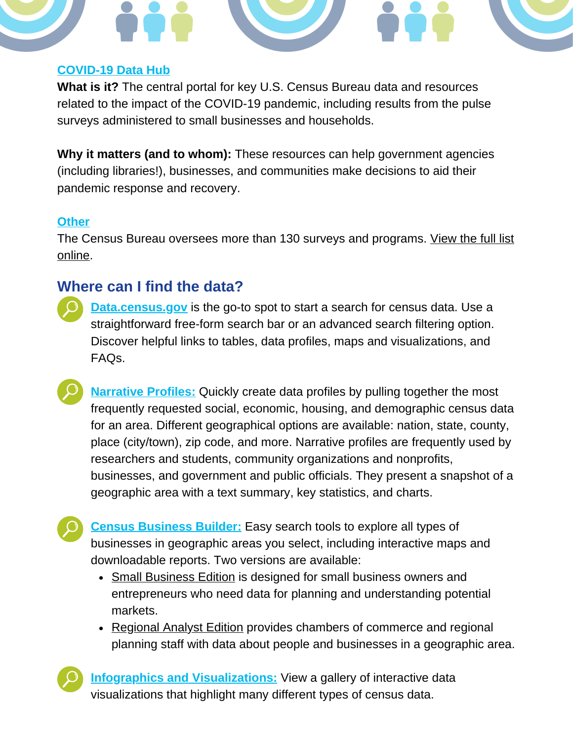**COVID-19 Data Hub**

**What is it?** The central portal for key U.S. Census Bureau data and resources related to the impact of the COVID-19 pandemic, including results from the pulse surveys administered to small businesses and households.

**Why it matters (and to whom):** These resources can help government agencies (including libraries!), businesses, and communities make decisions to aid their pandemic response and recovery.

**Other**

The Census Bureau oversees more than 130 surveys and programs. View the full list online.

## Where can I find the data?

**Data.census.gov** is the go-to spot to start a search for census data. Use a straightforward free-form search bar or an advanced search filtering option. Discover helpful links to tables, data profiles, maps and visualizations, and FAQs.

**Narrative Profiles:** Quickly create data profiles by pulling together the most frequently requested social, economic, housing, and demographic census data for an area. Different geographical options are available: nation, state, county, place (city/town), zip code, and more. Narrative profiles are frequently used by researchers and students, community organizations and nonprofits, businesses, and government and public officials. They present a snapshot of a geographic area with a text summary, key statistics, and charts.

**Census Business Builder:** Easy search tools to explore all types of businesses in geographic areas you select, including interactive maps and downloadable reports. Two versions are available:

- Small Business Edition is designed for small business owners and entrepreneurs who need data for planning and understanding potential markets.
- Regional Analyst Edition provides chambers of commerce and regional planning staff with data about people and businesses in a geographic area.

**Infographics and Visualizations:** View a gallery of interactive data visualizations that highlight many different types of census data.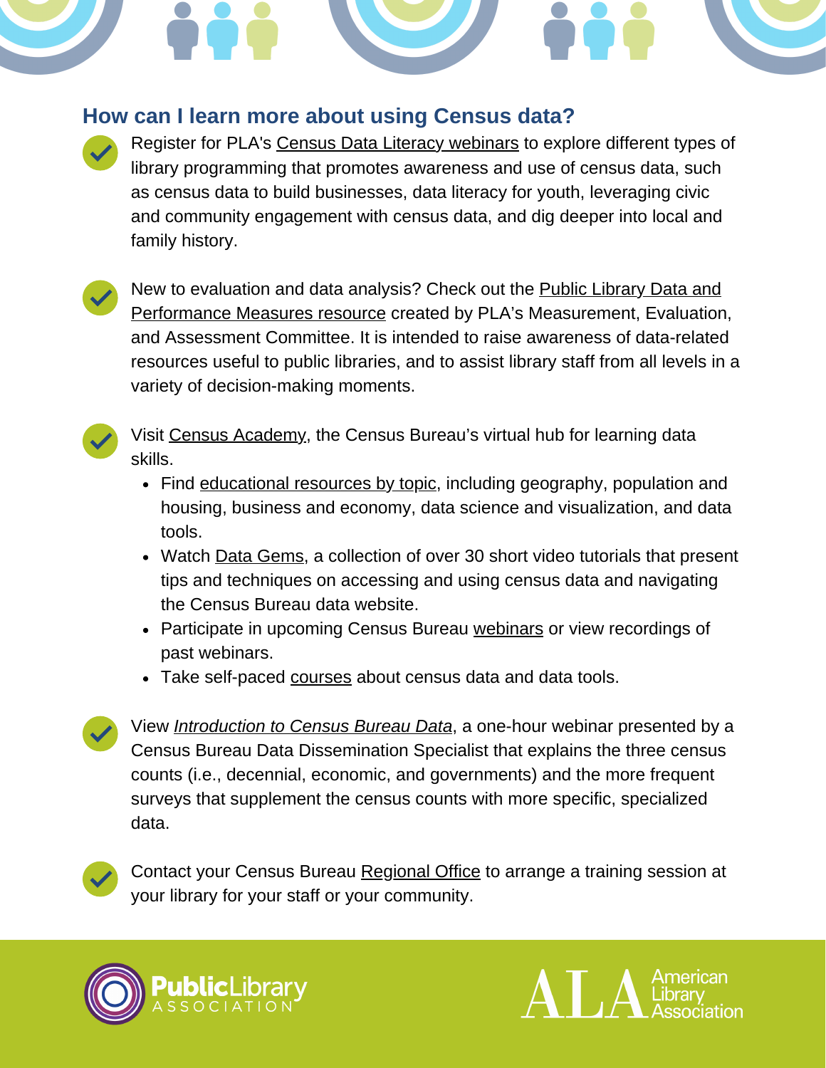## How can I learn more about using Census data?

- Register for PLA's Census Data Literacy webinars to explore different types of library programming that promotes awareness and use of census data, such as census data to build businesses, data literacy for youth, leveraging civic and community engagement with census data, and dig deeper into local and family history.

- New to evaluation and data analysis? Check out the Public Library Data and Performance Measures resource created by PLA's Measurement, Evaluation, and Assessment Committee. It is intended to raise awareness of data-related resources useful to public libraries, and to assist library staff from all levels in a variety of decision-making moments.

- Visit Census Academy, the Census Bureau's virtual hub for learning data skills.
  - Find educational resources by topic, including geography, population and housing, business and economy, data science and visualization, and data tools.
  - Watch Data Gems, a collection of over 30 short video tutorials that present tips and techniques on accessing and using census data and navigating the Census Bureau data website.
  - Participate in upcoming Census Bureau webinars or view recordings of past webinars.
  - Take self-paced courses about census data and data tools.

- View *Introduction to Census Bureau Data*, a one-hour webinar presented by a Census Bureau Data Dissemination Specialist that explains the three census counts (i.e., decennial, economic, and governments) and the more frequent surveys that supplement the census counts with more specific, specialized data.

- Contact your Census Bureau Regional Office to arrange a training session at your library for your staff or your community.